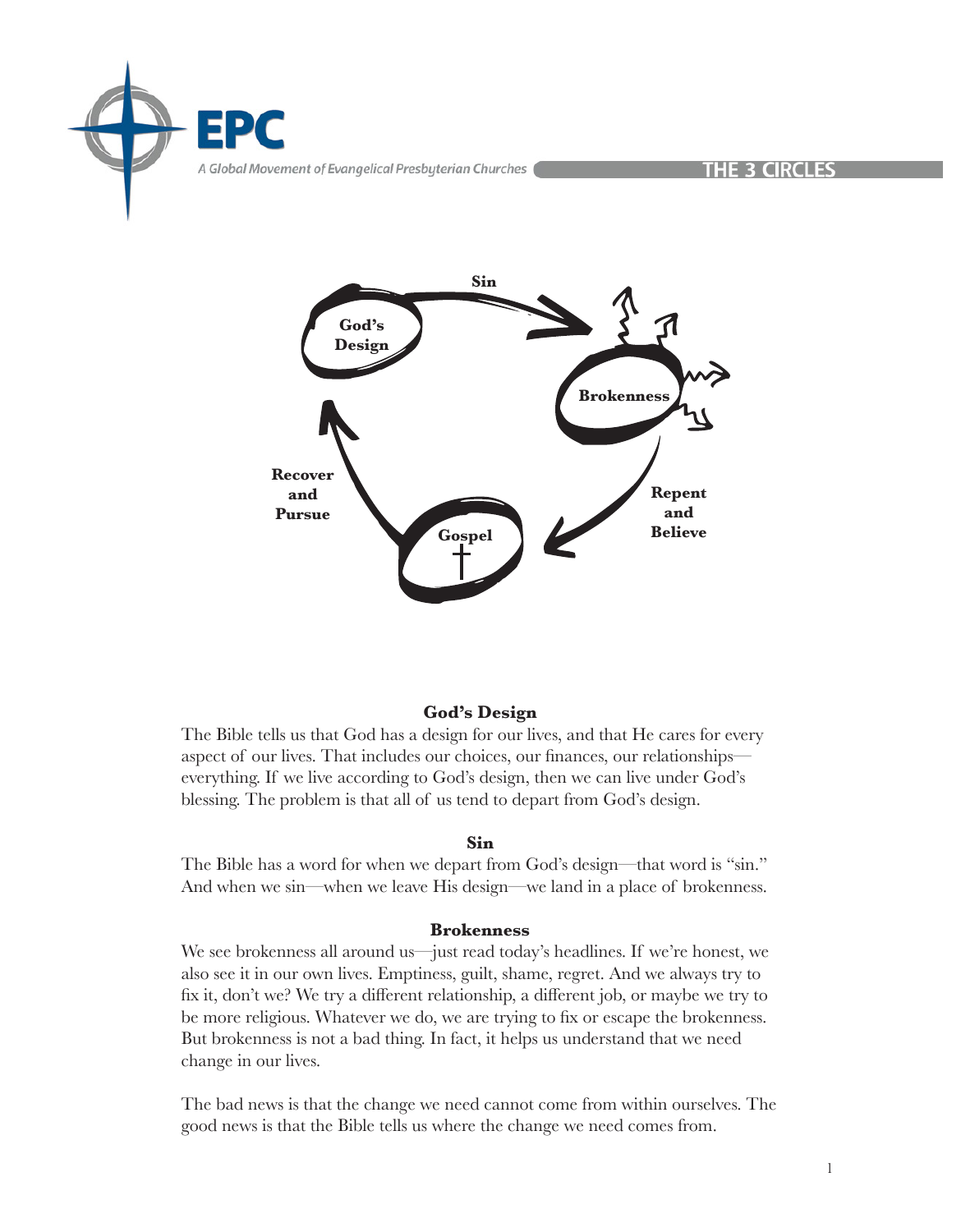## God's Design

The Bible tells us that God has a design for our lives, and that He cares for every aspect of our lives. That includes our choices, our finances, our relationships—everything. If we live according to God's design, then we can live under God's blessing. The problem is that all of us tend to depart from God's design.

## Sin

The Bible has a word for when we depart from God's design—that word is "sin." And when we sin—when we leave His design—we land in a place of brokenness.

## Brokenness

We see brokenness all around us—just read today's headlines. If we're honest, we also see it in our own lives. Emptiness, guilt, shame, regret. And we always try to fix it, don't we? We try a different relationship, a different job, or maybe we try to be more religious. Whatever we do, we are trying to fix or escape the brokenness. But brokenness is not a bad thing. In fact, it helps us understand that we need change in our lives.

The bad news is that the change we need cannot come from within ourselves. The good news is that the Bible tells us where the change we need comes from.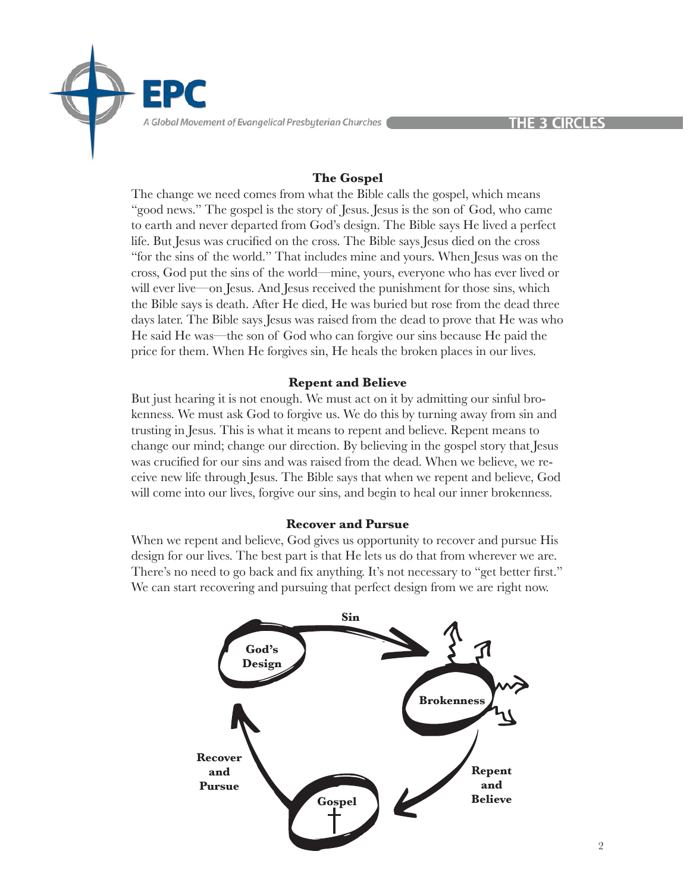### The Gospel

The change we need comes from what the Bible calls the gospel, which means "good news." The gospel is the story of Jesus. Jesus is the son of God, who came to earth and never departed from God's design. The Bible says He lived a perfect life. But Jesus was crucified on the cross. The Bible says Jesus died on the cross "for the sins of the world." That includes mine and yours. When Jesus was on the cross, God put the sins of the world—mine, yours, everyone who has ever lived or will ever live—on Jesus. And Jesus received the punishment for those sins, which the Bible says is death. After He died, He was buried but rose from the dead three days later. The Bible says Jesus was raised from the dead to prove that He was who He said He was—the son of God who can forgive our sins because He paid the price for them. When He forgives sin, He heals the broken places in our lives.

### Repent and Believe

But just hearing it is not enough. We must act on it by admitting our sinful brokenness. We must ask God to forgive us. We do this by turning away from sin and trusting in Jesus. This is what it means to repent and believe. Repent means to change our mind; change our direction. By believing in the gospel story that Jesus was crucified for our sins and was raised from the dead. When we believe, we receive new life through Jesus. The Bible says that when we repent and believe, God will come into our lives, forgive our sins, and begin to heal our inner brokenness.

### Recover and Pursue

When we repent and believe, God gives us opportunity to recover and pursue His design for our lives. The best part is that He lets us do that from wherever we are. There's no need to go back and fix anything. It's not necessary to "get better first." We can start recovering and pursuing that perfect design from we are right now.

Sin

God's Design

Brokenness

Repent and Believe

Gospel

Recover and Pursue